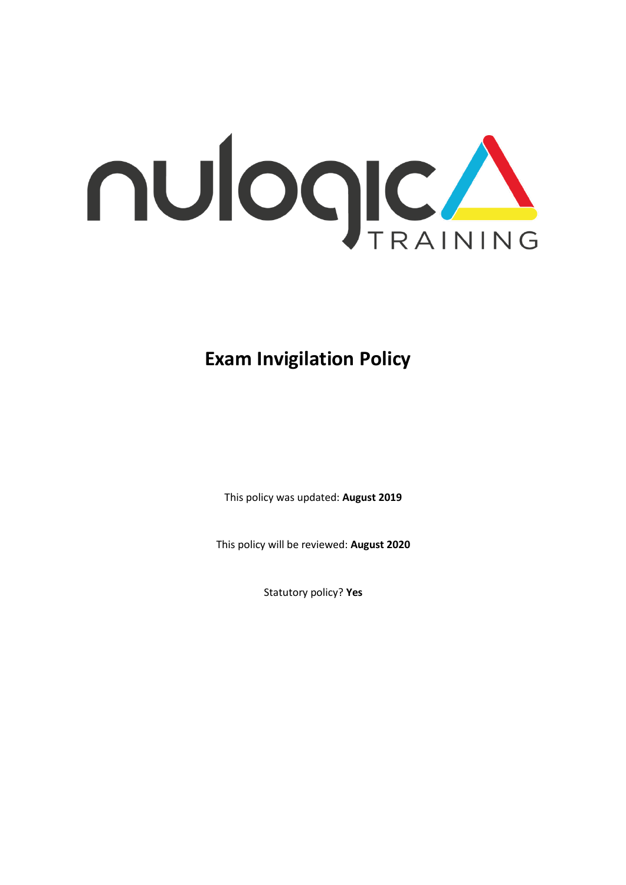nulogic TRAINING

# Exam Invigilation Policy

This policy was updated: **August 2019**

This policy will be reviewed: **August 2020**

Statutory policy? **Yes**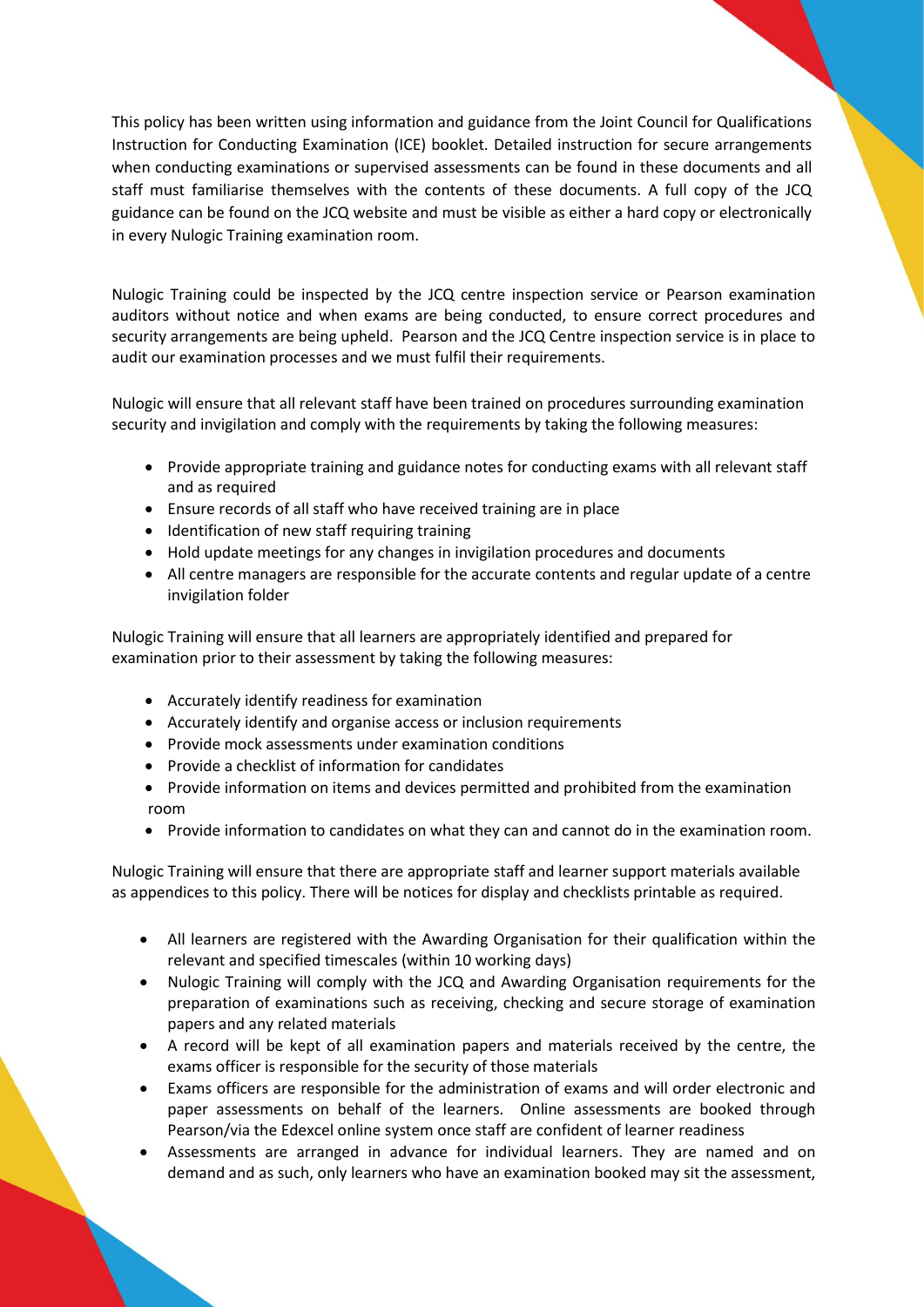This policy has been written using information and guidance from the Joint Council for Qualifications Instruction for Conducting Examination (ICE) booklet. Detailed instruction for secure arrangements when conducting examinations or supervised assessments can be found in these documents and all staff must familiarise themselves with the contents of these documents. A full copy of the JCQ guidance can be found on the JCQ website and must be visible as either a hard copy or electronically in every Nulogic Training examination room.

Nulogic Training could be inspected by the JCQ centre inspection service or Pearson examination auditors without notice and when exams are being conducted, to ensure correct procedures and security arrangements are being upheld. Pearson and the JCQ Centre inspection service is in place to audit our examination processes and we must fulfil their requirements.

Nulogic will ensure that all relevant staff have been trained on procedures surrounding examination security and invigilation and comply with the requirements by taking the following measures:

- Provide appropriate training and guidance notes for conducting exams with all relevant staff and as required
- Ensure records of all staff who have received training are in place
- Identification of new staff requiring training
- Hold update meetings for any changes in invigilation procedures and documents
- All centre managers are responsible for the accurate contents and regular update of a centre invigilation folder

Nulogic Training will ensure that all learners are appropriately identified and prepared for examination prior to their assessment by taking the following measures:

- Accurately identify readiness for examination
- Accurately identify and organise access or inclusion requirements
- Provide mock assessments under examination conditions
- Provide a checklist of information for candidates
- Provide information on items and devices permitted and prohibited from the examination room
- Provide information to candidates on what they can and cannot do in the examination room.

Nulogic Training will ensure that there are appropriate staff and learner support materials available as appendices to this policy. There will be notices for display and checklists printable as required.

- All learners are registered with the Awarding Organisation for their qualification within the relevant and specified timescales (within 10 working days)
- Nulogic Training will comply with the JCQ and Awarding Organisation requirements for the preparation of examinations such as receiving, checking and secure storage of examination papers and any related materials
- A record will be kept of all examination papers and materials received by the centre, the exams officer is responsible for the security of those materials
- Exams officers are responsible for the administration of exams and will order electronic and paper assessments on behalf of the learners. Online assessments are booked through Pearson/via the Edexcel online system once staff are confident of learner readiness
- Assessments are arranged in advance for individual learners. They are named and on demand and as such, only learners who have an examination booked may sit the assessment,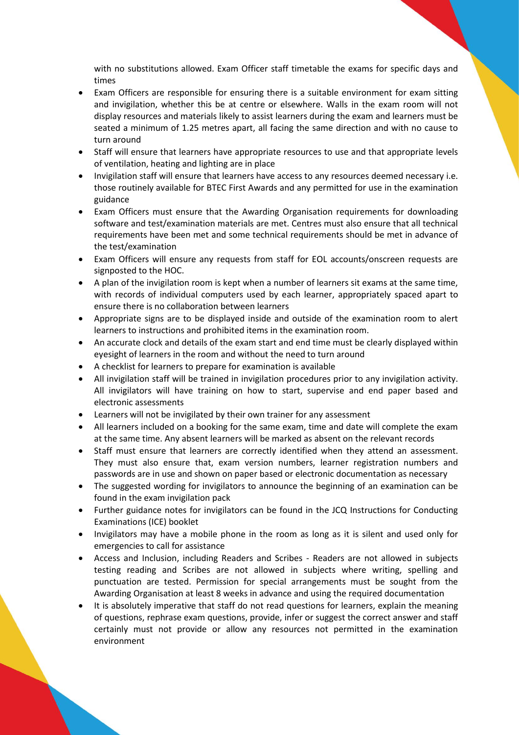with no substitutions allowed. Exam Officer staff timetable the exams for specific days and times

- Exam Officers are responsible for ensuring there is a suitable environment for exam sitting and invigilation, whether this be at centre or elsewhere. Walls in the exam room will not display resources and materials likely to assist learners during the exam and learners must be seated a minimum of 1.25 metres apart, all facing the same direction and with no cause to turn around
- Staff will ensure that learners have appropriate resources to use and that appropriate levels of ventilation, heating and lighting are in place
- Invigilation staff will ensure that learners have access to any resources deemed necessary i.e. those routinely available for BTEC First Awards and any permitted for use in the examination guidance
- Exam Officers must ensure that the Awarding Organisation requirements for downloading software and test/examination materials are met. Centres must also ensure that all technical requirements have been met and some technical requirements should be met in advance of the test/examination
- Exam Officers will ensure any requests from staff for EOL accounts/onscreen requests are signposted to the HOC.
- A plan of the invigilation room is kept when a number of learners sit exams at the same time, with records of individual computers used by each learner, appropriately spaced apart to ensure there is no collaboration between learners
- Appropriate signs are to be displayed inside and outside of the examination room to alert learners to instructions and prohibited items in the examination room.
- An accurate clock and details of the exam start and end time must be clearly displayed within eyesight of learners in the room and without the need to turn around
- A checklist for learners to prepare for examination is available
- All invigilation staff will be trained in invigilation procedures prior to any invigilation activity. All invigilators will have training on how to start, supervise and end paper based and electronic assessments
- Learners will not be invigilated by their own trainer for any assessment
- All learners included on a booking for the same exam, time and date will complete the exam at the same time. Any absent learners will be marked as absent on the relevant records
- Staff must ensure that learners are correctly identified when they attend an assessment. They must also ensure that, exam version numbers, learner registration numbers and passwords are in use and shown on paper based or electronic documentation as necessary
- The suggested wording for invigilators to announce the beginning of an examination can be found in the exam invigilation pack
- Further guidance notes for invigilators can be found in the JCQ Instructions for Conducting Examinations (ICE) booklet
- Invigilators may have a mobile phone in the room as long as it is silent and used only for emergencies to call for assistance
- Access and Inclusion, including Readers and Scribes - Readers are not allowed in subjects testing reading and Scribes are not allowed in subjects where writing, spelling and punctuation are tested. Permission for special arrangements must be sought from the Awarding Organisation at least 8 weeks in advance and using the required documentation
- It is absolutely imperative that staff do not read questions for learners, explain the meaning of questions, rephrase exam questions, provide, infer or suggest the correct answer and staff certainly must not provide or allow any resources not permitted in the examination environment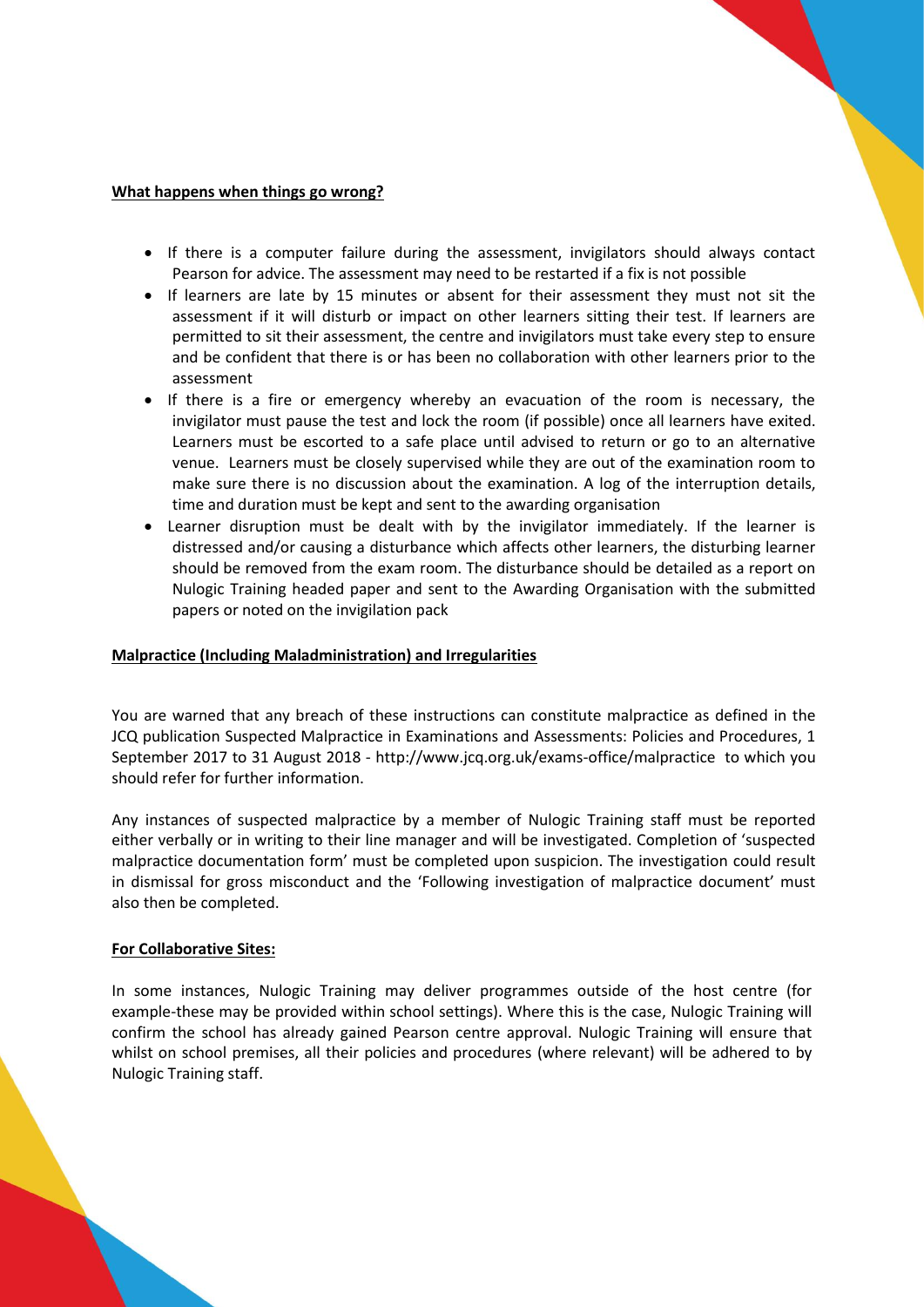**What happens when things go wrong?**

- If there is a computer failure during the assessment, invigilators should always contact Pearson for advice. The assessment may need to be restarted if a fix is not possible
- If learners are late by 15 minutes or absent for their assessment they must not sit the assessment if it will disturb or impact on other learners sitting their test. If learners are permitted to sit their assessment, the centre and invigilators must take every step to ensure and be confident that there is or has been no collaboration with other learners prior to the assessment
- If there is a fire or emergency whereby an evacuation of the room is necessary, the invigilator must pause the test and lock the room (if possible) once all learners have exited. Learners must be escorted to a safe place until advised to return or go to an alternative venue. Learners must be closely supervised while they are out of the examination room to make sure there is no discussion about the examination. A log of the interruption details, time and duration must be kept and sent to the awarding organisation
- Learner disruption must be dealt with by the invigilator immediately. If the learner is distressed and/or causing a disturbance which affects other learners, the disturbing learner should be removed from the exam room. The disturbance should be detailed as a report on Nulogic Training headed paper and sent to the Awarding Organisation with the submitted papers or noted on the invigilation pack

**Malpractice (Including Maladministration) and Irregularities**

You are warned that any breach of these instructions can constitute malpractice as defined in the JCQ publication Suspected Malpractice in Examinations and Assessments: Policies and Procedures, 1 September 2017 to 31 August 2018 - http://www.jcq.org.uk/exams-office/malpractice to which you should refer for further information.

Any instances of suspected malpractice by a member of Nulogic Training staff must be reported either verbally or in writing to their line manager and will be investigated. Completion of 'suspected malpractice documentation form' must be completed upon suspicion. The investigation could result in dismissal for gross misconduct and the 'Following investigation of malpractice document' must also then be completed.

**For Collaborative Sites:**

In some instances, Nulogic Training may deliver programmes outside of the host centre (for example-these may be provided within school settings). Where this is the case, Nulogic Training will confirm the school has already gained Pearson centre approval. Nulogic Training will ensure that whilst on school premises, all their policies and procedures (where relevant) will be adhered to by Nulogic Training staff.